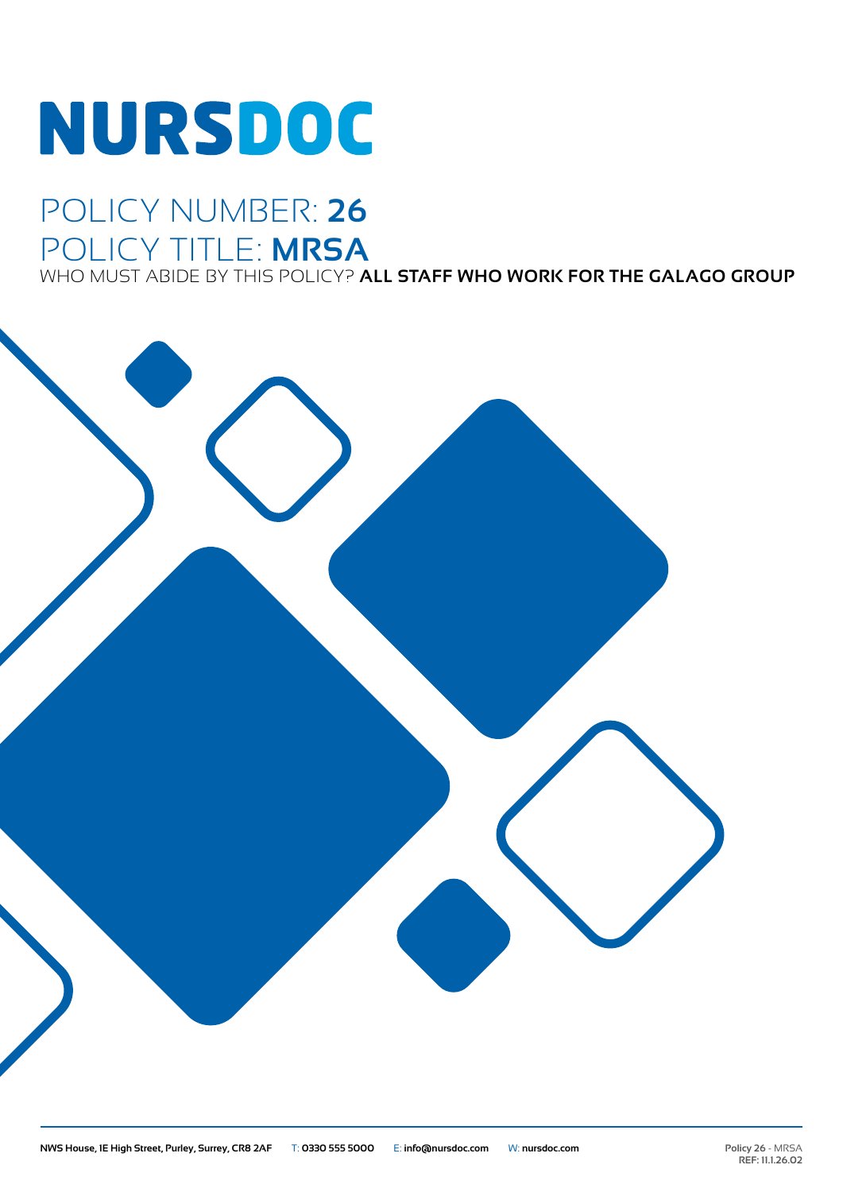# NURSDOC

## POLICY NUMBER: **26**

## POLICY TITLE: **MRSA**

WHO MUST ABIDE BY THIS POLICY? **ALL STAFF WHO WORK FOR THE GALAGO GROUP**

**NWS House, 1E High Street, Purley, Surrey, CR8 2AF** T: **0330 555 5000** E: **info@nursdoc.com** W: **nursdoc.com**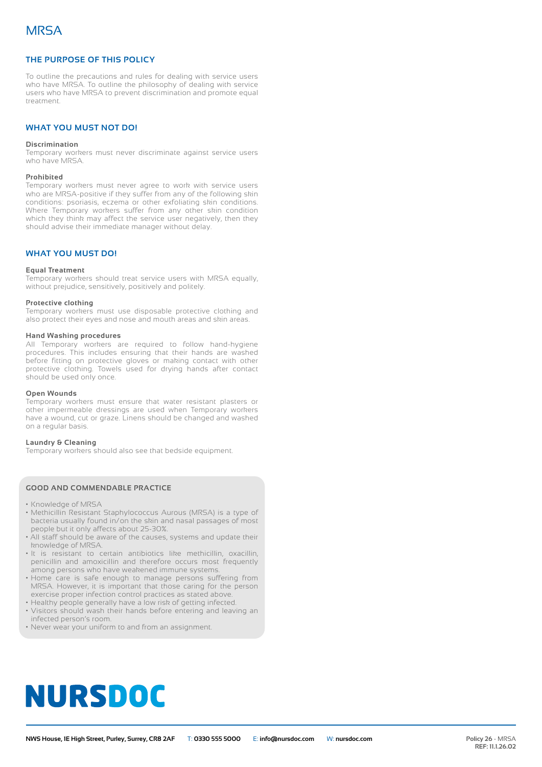# MRSA

## THE PURPOSE OF THIS POLICY

To outline the precautions and rules for dealing with service users who have MRSA. To outline the philosophy of dealing with service users who have MRSA to prevent discrimination and promote equal treatment.

## WHAT YOU MUST NOT DO!

**Discrimination**
Temporary workers must never discriminate against service users who have MRSA.

**Prohibited**
Temporary workers must never agree to work with service users who are MRSA-positive if they suffer from any of the following skin conditions: psoriasis, eczema or other exfoliating skin conditions. Where Temporary workers suffer from any other skin condition which they think may affect the service user negatively, then they should advise their immediate manager without delay.

## WHAT YOU MUST DO!

**Equal Treatment**
Temporary workers should treat service users with MRSA equally, without prejudice, sensitively, positively and politely.

**Protective clothing**
Temporary workers must use disposable protective clothing and also protect their eyes and nose and mouth areas and skin areas.

**Hand Washing procedures**
All Temporary workers are required to follow hand-hygiene procedures. This includes ensuring that their hands are washed before fitting on protective gloves or making contact with other protective clothing. Towels used for drying hands after contact should be used only once.

**Open Wounds**
Temporary workers must ensure that water resistant plasters or other impermeable dressings are used when Temporary workers have a wound, cut or graze. Linens should be changed and washed on a regular basis.

**Laundry & Cleaning**
Temporary workers should also see that bedside equipment.

### GOOD AND COMMENDABLE PRACTICE

- Knowledge of MRSA
- Methicillin Resistant Staphylococcus Aurous (MRSA) is a type of bacteria usually found in/on the skin and nasal passages of most people but it only affects about 25-30%.
- All staff should be aware of the causes, systems and update their knowledge of MRSA.
- It is resistant to certain antibiotics like methicillin, oxacillin, penicillin and amoxicillin and therefore occurs most frequently among persons who have weakened immune systems.
- Home care is safe enough to manage persons suffering from MRSA. However, it is important that those caring for the person exercise proper infection control practices as stated above.
- Healthy people generally have a low risk of getting infected.
- Visitors should wash their hands before entering and leaving an infected person's room.
- Never wear your uniform to and from an assignment.

**NURSDOC**

NWS House, 1E High Street, Purley, Surrey, CR8 2AF T: 0330 555 5000 E: info@nursdoc.com W: nursdoc.com

Policy 26 - MRSA
REF: 11.1.26.02